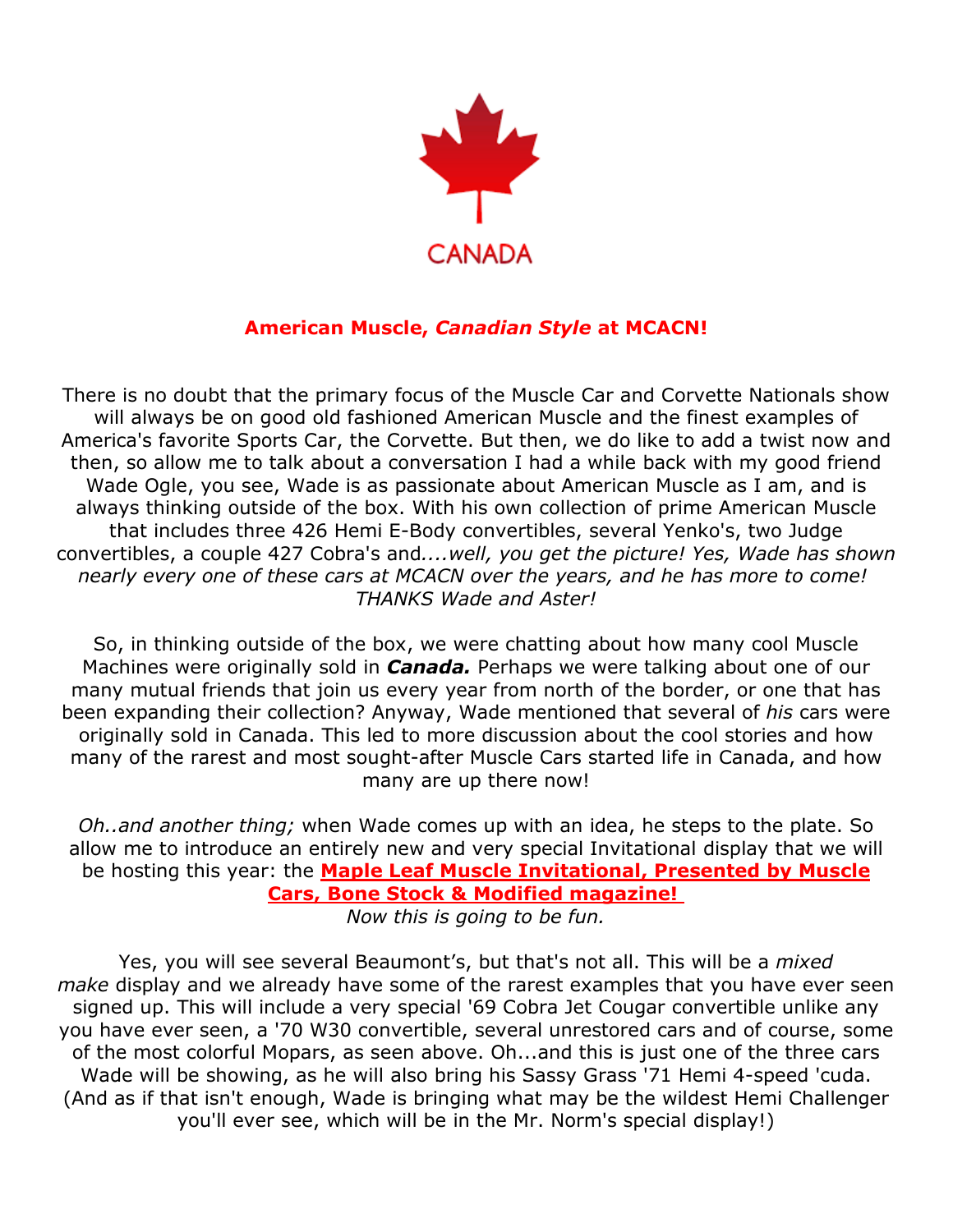CANADA

## American Muscle, *Canadian Style* at MCACN!

There is no doubt that the primary focus of the Muscle Car and Corvette Nationals show will always be on good old fashioned American Muscle and the finest examples of America's favorite Sports Car, the Corvette. But then, we do like to add a twist now and then, so allow me to talk about a conversation I had a while back with my good friend Wade Ogle, you see, Wade is as passionate about American Muscle as I am, and is always thinking outside of the box. With his own collection of prime American Muscle that includes three 426 Hemi E-Body convertibles, several Yenko's, two Judge convertibles, a couple 427 Cobra's and*....well, you get the picture! Yes, Wade has shown nearly every one of these cars at MCACN over the years, and he has more to come! THANKS Wade and Aster!*

So, in thinking outside of the box, we were chatting about how many cool Muscle Machines were originally sold in ***Canada.*** Perhaps we were talking about one of our many mutual friends that join us every year from north of the border, or one that has been expanding their collection? Anyway, Wade mentioned that several of *his* cars were originally sold in Canada. This led to more discussion about the cool stories and how many of the rarest and most sought-after Muscle Cars started life in Canada, and how many are up there now!

*Oh..and another thing;* when Wade comes up with an idea, he steps to the plate. So allow me to introduce an entirely new and very special Invitational display that we will be hosting this year: the **Maple Leaf Muscle Invitational, Presented by Muscle Cars, Bone Stock & Modified magazine!**
*Now this is going to be fun.*

Yes, you will see several Beaumont's, but that's not all. This will be a *mixed make* display and we already have some of the rarest examples that you have ever seen signed up. This will include a very special '69 Cobra Jet Cougar convertible unlike any you have ever seen, a '70 W30 convertible, several unrestored cars and of course, some of the most colorful Mopars, as seen above. Oh...and this is just one of the three cars Wade will be showing, as he will also bring his Sassy Grass '71 Hemi 4-speed 'cuda. (And as if that isn't enough, Wade is bringing what may be the wildest Hemi Challenger you'll ever see, which will be in the Mr. Norm's special display!)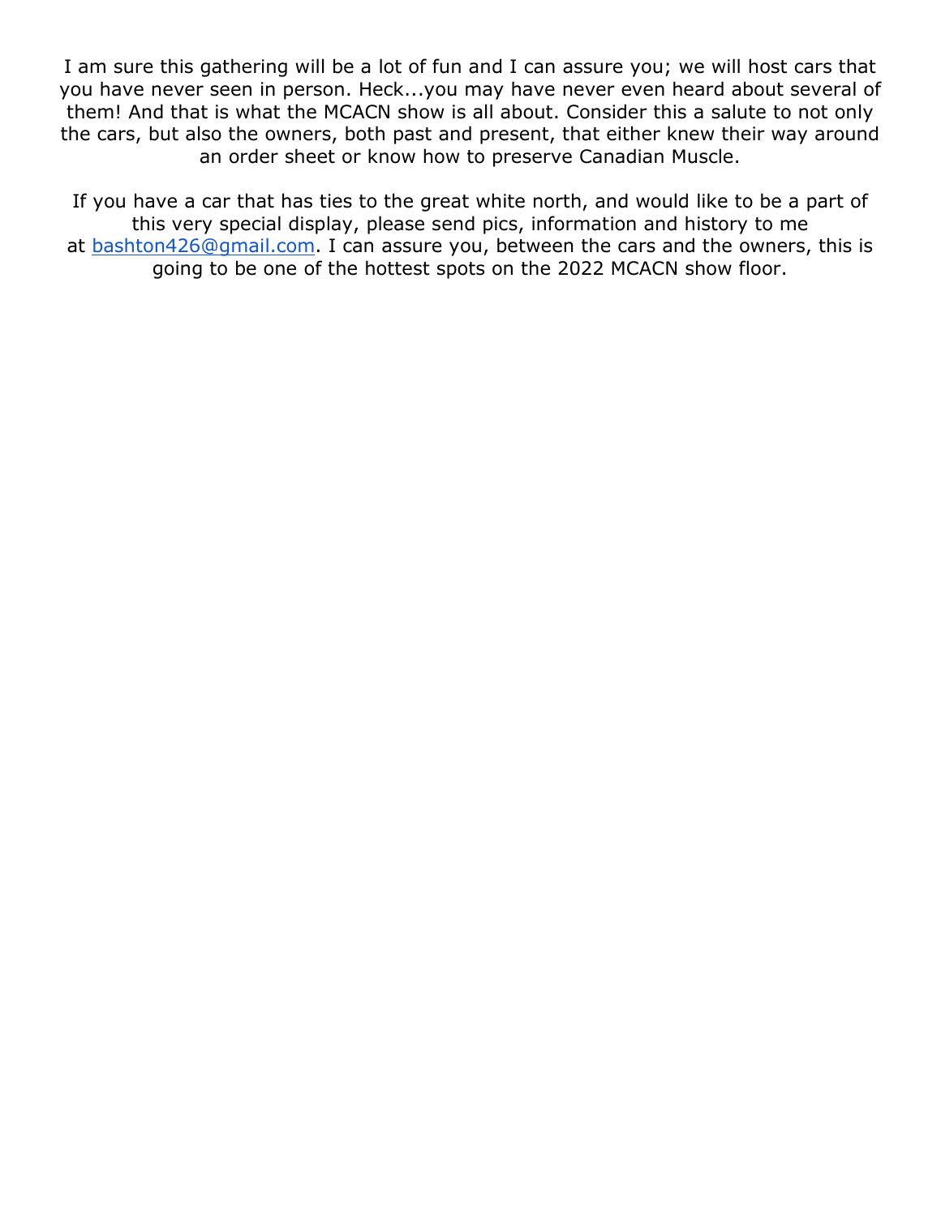I am sure this gathering will be a lot of fun and I can assure you; we will host cars that you have never seen in person. Heck...you may have never even heard about several of them! And that is what the MCACN show is all about. Consider this a salute to not only the cars, but also the owners, both past and present, that either knew their way around an order sheet or know how to preserve Canadian Muscle.

If you have a car that has ties to the great white north, and would like to be a part of this very special display, please send pics, information and history to me at [bashton426@gmail.com](mailto:bashton426@gmail.com). I can assure you, between the cars and the owners, this is going to be one of the hottest spots on the 2022 MCACN show floor.